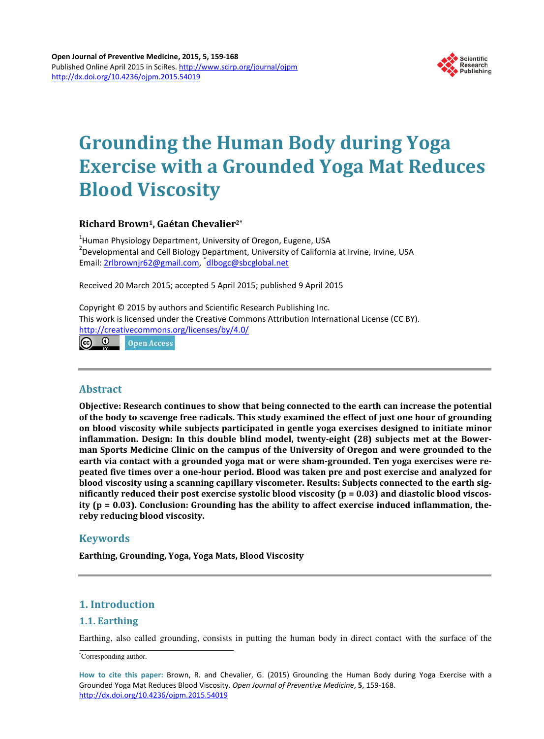# Grounding the Human Body during Yoga Exercise with a Grounded Yoga Mat Reduces Blood Viscosity

**Richard Brown[1], Gaétan Chevalier[2*]**

[1]Human Physiology Department, University of Oregon, Eugene, USA
[2]Developmental and Cell Biology Department, University of California at Irvine, Irvine, USA
Email: 2rlbrownjr62@gmail.com, *dlbogc@sbcglobal.net

Received 20 March 2015; accepted 5 April 2015; published 9 April 2015

Copyright © 2015 by authors and Scientific Research Publishing Inc.
This work is licensed under the Creative Commons Attribution International License (CC BY).
http://creativecommons.org/licenses/by/4.0/

Open Access

## Abstract

**Objective: Research continues to show that being connected to the earth can increase the potential of the body to scavenge free radicals. This study examined the effect of just one hour of grounding on blood viscosity while subjects participated in gentle yoga exercises designed to initiate minor inflammation. Design: In this double blind model, twenty-eight (28) subjects met at the Bowerman Sports Medicine Clinic on the campus of the University of Oregon and were grounded to the earth via contact with a grounded yoga mat or were sham-grounded. Ten yoga exercises were repeated five times over a one-hour period. Blood was taken pre and post exercise and analyzed for blood viscosity using a scanning capillary viscometer. Results: Subjects connected to the earth significantly reduced their post exercise systolic blood viscosity (p = 0.03) and diastolic blood viscosity (p = 0.03). Conclusion: Grounding has the ability to affect exercise induced inflammation, thereby reducing blood viscosity.**

## Keywords

**Earthing, Grounding, Yoga, Yoga Mats, Blood Viscosity**

## 1. Introduction

### 1.1. Earthing

Earthing, also called grounding, consists in putting the human body in direct contact with the surface of the

*Corresponding author.

**How to cite this paper:** Brown, R. and Chevalier, G. (2015) Grounding the Human Body during Yoga Exercise with a Grounded Yoga Mat Reduces Blood Viscosity. *Open Journal of Preventive Medicine*, **5**, 159-168. http://dx.doi.org/10.4236/ojpm.2015.54019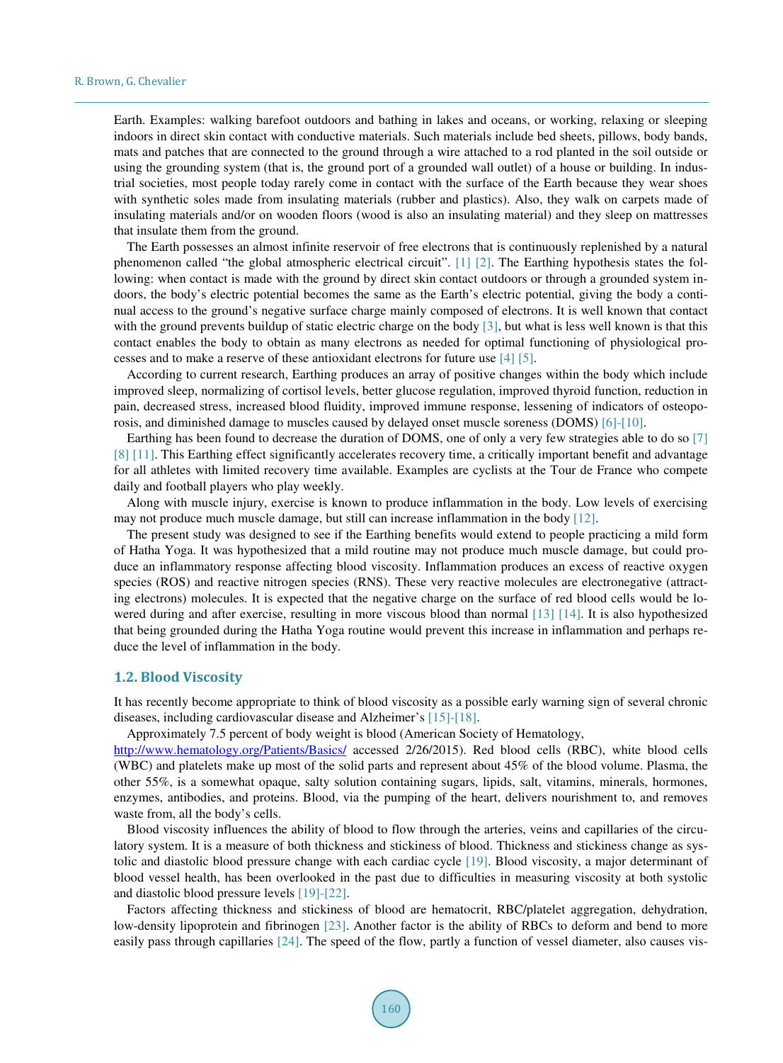Earth. Examples: walking barefoot outdoors and bathing in lakes and oceans, or working, relaxing or sleeping indoors in direct skin contact with conductive materials. Such materials include bed sheets, pillows, body bands, mats and patches that are connected to the ground through a wire attached to a rod planted in the soil outside or using the grounding system (that is, the ground port of a grounded wall outlet) of a house or building. In industrial societies, most people today rarely come in contact with the surface of the Earth because they wear shoes with synthetic soles made from insulating materials (rubber and plastics). Also, they walk on carpets made of insulating materials and/or on wooden floors (wood is also an insulating material) and they sleep on mattresses that insulate them from the ground.

The Earth possesses an almost infinite reservoir of free electrons that is continuously replenished by a natural phenomenon called "the global atmospheric electrical circuit". [1] [2]. The Earthing hypothesis states the following: when contact is made with the ground by direct skin contact outdoors or through a grounded system indoors, the body's electric potential becomes the same as the Earth's electric potential, giving the body a continual access to the ground's negative surface charge mainly composed of electrons. It is well known that contact with the ground prevents buildup of static electric charge on the body [3], but what is less well known is that this contact enables the body to obtain as many electrons as needed for optimal functioning of physiological processes and to make a reserve of these antioxidant electrons for future use [4] [5].

According to current research, Earthing produces an array of positive changes within the body which include improved sleep, normalizing of cortisol levels, better glucose regulation, improved thyroid function, reduction in pain, decreased stress, increased blood fluidity, improved immune response, lessening of indicators of osteoporosis, and diminished damage to muscles caused by delayed onset muscle soreness (DOMS) [6]-[10].

Earthing has been found to decrease the duration of DOMS, one of only a very few strategies able to do so [7] [8] [11]. This Earthing effect significantly accelerates recovery time, a critically important benefit and advantage for all athletes with limited recovery time available. Examples are cyclists at the Tour de France who compete daily and football players who play weekly.

Along with muscle injury, exercise is known to produce inflammation in the body. Low levels of exercising may not produce much muscle damage, but still can increase inflammation in the body [12].

The present study was designed to see if the Earthing benefits would extend to people practicing a mild form of Hatha Yoga. It was hypothesized that a mild routine may not produce much muscle damage, but could produce an inflammatory response affecting blood viscosity. Inflammation produces an excess of reactive oxygen species (ROS) and reactive nitrogen species (RNS). These very reactive molecules are electronegative (attracting electrons) molecules. It is expected that the negative charge on the surface of red blood cells would be lowered during and after exercise, resulting in more viscous blood than normal [13] [14]. It is also hypothesized that being grounded during the Hatha Yoga routine would prevent this increase in inflammation and perhaps reduce the level of inflammation in the body.

## 1.2. Blood Viscosity

It has recently become appropriate to think of blood viscosity as a possible early warning sign of several chronic diseases, including cardiovascular disease and Alzheimer's [15]-[18].

Approximately 7.5 percent of body weight is blood (American Society of Hematology, http://www.hematology.org/Patients/Basics/ accessed 2/26/2015). Red blood cells (RBC), white blood cells (WBC) and platelets make up most of the solid parts and represent about 45% of the blood volume. Plasma, the other 55%, is a somewhat opaque, salty solution containing sugars, lipids, salt, vitamins, minerals, hormones, enzymes, antibodies, and proteins. Blood, via the pumping of the heart, delivers nourishment to, and removes waste from, all the body's cells.

Blood viscosity influences the ability of blood to flow through the arteries, veins and capillaries of the circulatory system. It is a measure of both thickness and stickiness of blood. Thickness and stickiness change as systolic and diastolic blood pressure change with each cardiac cycle [19]. Blood viscosity, a major determinant of blood vessel health, has been overlooked in the past due to difficulties in measuring viscosity at both systolic and diastolic blood pressure levels [19]-[22].

Factors affecting thickness and stickiness of blood are hematocrit, RBC/platelet aggregation, dehydration, low-density lipoprotein and fibrinogen [23]. Another factor is the ability of RBCs to deform and bend to more easily pass through capillaries [24]. The speed of the flow, partly a function of vessel diameter, also causes vis-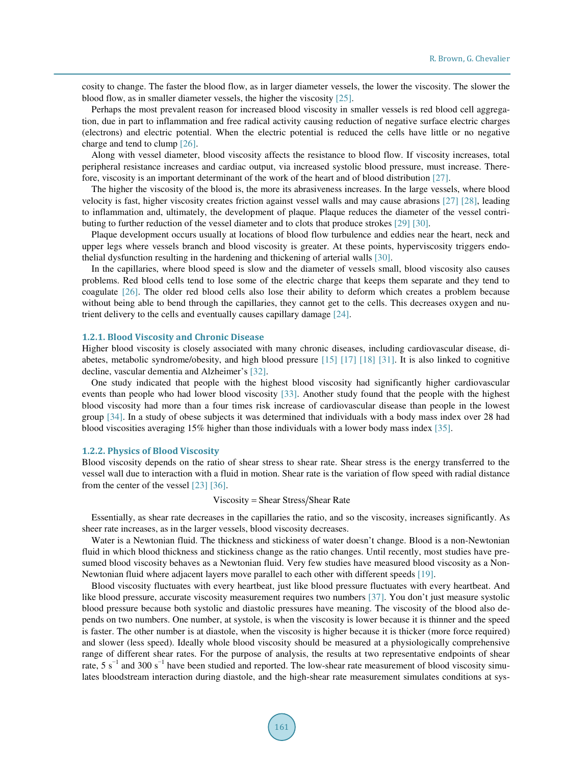cosity to change. The faster the blood flow, as in larger diameter vessels, the lower the viscosity. The slower the blood flow, as in smaller diameter vessels, the higher the viscosity [25].

Perhaps the most prevalent reason for increased blood viscosity in smaller vessels is red blood cell aggregation, due in part to inflammation and free radical activity causing reduction of negative surface electric charges (electrons) and electric potential. When the electric potential is reduced the cells have little or no negative charge and tend to clump [26].

Along with vessel diameter, blood viscosity affects the resistance to blood flow. If viscosity increases, total peripheral resistance increases and cardiac output, via increased systolic blood pressure, must increase. Therefore, viscosity is an important determinant of the work of the heart and of blood distribution [27].

The higher the viscosity of the blood is, the more its abrasiveness increases. In the large vessels, where blood velocity is fast, higher viscosity creates friction against vessel walls and may cause abrasions [27] [28], leading to inflammation and, ultimately, the development of plaque. Plaque reduces the diameter of the vessel contributing to further reduction of the vessel diameter and to clots that produce strokes [29] [30].

Plaque development occurs usually at locations of blood flow turbulence and eddies near the heart, neck and upper legs where vessels branch and blood viscosity is greater. At these points, hyperviscosity triggers endothelial dysfunction resulting in the hardening and thickening of arterial walls [30].

In the capillaries, where blood speed is slow and the diameter of vessels small, blood viscosity also causes problems. Red blood cells tend to lose some of the electric charge that keeps them separate and they tend to coagulate [26]. The older red blood cells also lose their ability to deform which creates a problem because without being able to bend through the capillaries, they cannot get to the cells. This decreases oxygen and nutrient delivery to the cells and eventually causes capillary damage [24].

### 1.2.1. Blood Viscosity and Chronic Disease

Higher blood viscosity is closely associated with many chronic diseases, including cardiovascular disease, diabetes, metabolic syndrome/obesity, and high blood pressure [15] [17] [18] [31]. It is also linked to cognitive decline, vascular dementia and Alzheimer's [32].

One study indicated that people with the highest blood viscosity had significantly higher cardiovascular events than people who had lower blood viscosity [33]. Another study found that the people with the highest blood viscosity had more than a four times risk increase of cardiovascular disease than people in the lowest group [34]. In a study of obese subjects it was determined that individuals with a body mass index over 28 had blood viscosities averaging 15% higher than those individuals with a lower body mass index [35].

### 1.2.2. Physics of Blood Viscosity

Blood viscosity depends on the ratio of shear stress to shear rate. Shear stress is the energy transferred to the vessel wall due to interaction with a fluid in motion. Shear rate is the variation of flow speed with radial distance from the center of the vessel [23] [36].

$$\text{Viscosity} = \text{Shear Stress}/\text{Shear Rate}$$

Essentially, as shear rate decreases in the capillaries the ratio, and so the viscosity, increases significantly. As sheer rate increases, as in the larger vessels, blood viscosity decreases.

Water is a Newtonian fluid. The thickness and stickiness of water doesn't change. Blood is a non-Newtonian fluid in which blood thickness and stickiness change as the ratio changes. Until recently, most studies have presumed blood viscosity behaves as a Newtonian fluid. Very few studies have measured blood viscosity as a Non-Newtonian fluid where adjacent layers move parallel to each other with different speeds [19].

Blood viscosity fluctuates with every heartbeat, just like blood pressure fluctuates with every heartbeat. And like blood pressure, accurate viscosity measurement requires two numbers [37]. You don't just measure systolic blood pressure because both systolic and diastolic pressures have meaning. The viscosity of the blood also depends on two numbers. One number, at systole, is when the viscosity is lower because it is thinner and the speed is faster. The other number is at diastole, when the viscosity is higher because it is thicker (more force required) and slower (less speed). Ideally whole blood viscosity should be measured at a physiologically comprehensive range of different shear rates. For the purpose of analysis, the results at two representative endpoints of shear rate, 5 $s^{-1}$ and 300 $s^{-1}$ have been studied and reported. The low-shear rate measurement of blood viscosity simulates bloodstream interaction during diastole, and the high-shear rate measurement simulates conditions at sys-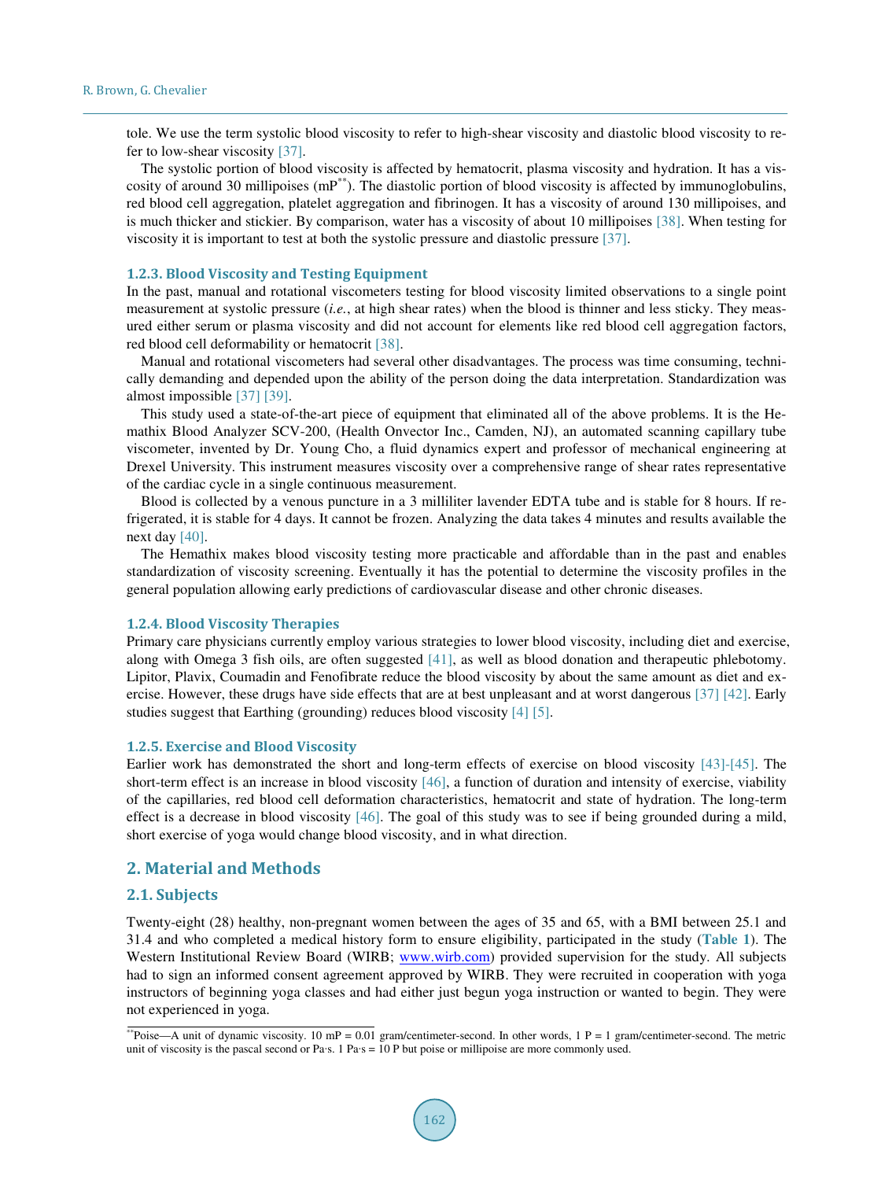tole. We use the term systolic blood viscosity to refer to high-shear viscosity and diastolic blood viscosity to refer to low-shear viscosity [37].

The systolic portion of blood viscosity is affected by hematocrit, plasma viscosity and hydration. It has a viscosity of around 30 millipoises (mP**). The diastolic portion of blood viscosity is affected by immunoglobulins, red blood cell aggregation, platelet aggregation and fibrinogen. It has a viscosity of around 130 millipoises, and is much thicker and stickier. By comparison, water has a viscosity of about 10 millipoises [38]. When testing for viscosity it is important to test at both the systolic pressure and diastolic pressure [37].

#### 1.2.3. Blood Viscosity and Testing Equipment

In the past, manual and rotational viscometers testing for blood viscosity limited observations to a single point measurement at systolic pressure (*i.e.*, at high shear rates) when the blood is thinner and less sticky. They measured either serum or plasma viscosity and did not account for elements like red blood cell aggregation factors, red blood cell deformability or hematocrit [38].

Manual and rotational viscometers had several other disadvantages. The process was time consuming, technically demanding and depended upon the ability of the person doing the data interpretation. Standardization was almost impossible [37] [39].

This study used a state-of-the-art piece of equipment that eliminated all of the above problems. It is the Hemathix Blood Analyzer SCV-200, (Health Onvector Inc., Camden, NJ), an automated scanning capillary tube viscometer, invented by Dr. Young Cho, a fluid dynamics expert and professor of mechanical engineering at Drexel University. This instrument measures viscosity over a comprehensive range of shear rates representative of the cardiac cycle in a single continuous measurement.

Blood is collected by a venous puncture in a 3 milliliter lavender EDTA tube and is stable for 8 hours. If refrigerated, it is stable for 4 days. It cannot be frozen. Analyzing the data takes 4 minutes and results available the next day [40].

The Hemathix makes blood viscosity testing more practicable and affordable than in the past and enables standardization of viscosity screening. Eventually it has the potential to determine the viscosity profiles in the general population allowing early predictions of cardiovascular disease and other chronic diseases.

#### 1.2.4. Blood Viscosity Therapies

Primary care physicians currently employ various strategies to lower blood viscosity, including diet and exercise, along with Omega 3 fish oils, are often suggested [41], as well as blood donation and therapeutic phlebotomy. Lipitor, Plavix, Coumadin and Fenofibrate reduce the blood viscosity by about the same amount as diet and exercise. However, these drugs have side effects that are at best unpleasant and at worst dangerous [37] [42]. Early studies suggest that Earthing (grounding) reduces blood viscosity [4] [5].

#### 1.2.5. Exercise and Blood Viscosity

Earlier work has demonstrated the short and long-term effects of exercise on blood viscosity [43]-[45]. The short-term effect is an increase in blood viscosity [46], a function of duration and intensity of exercise, viability of the capillaries, red blood cell deformation characteristics, hematocrit and state of hydration. The long-term effect is a decrease in blood viscosity [46]. The goal of this study was to see if being grounded during a mild, short exercise of yoga would change blood viscosity, and in what direction.

## 2. Material and Methods

### 2.1. Subjects

Twenty-eight (28) healthy, non-pregnant women between the ages of 35 and 65, with a BMI between 25.1 and 31.4 and who completed a medical history form to ensure eligibility, participated in the study (**Table 1**). The Western Institutional Review Board (WIRB; www.wirb.com) provided supervision for the study. All subjects had to sign an informed consent agreement approved by WIRB. They were recruited in cooperation with yoga instructors of beginning yoga classes and had either just begun yoga instruction or wanted to begin. They were not experienced in yoga.

**Poise—A unit of dynamic viscosity. 10 mP = 0.01 gram/centimeter-second. In other words, 1 P = 1 gram/centimeter-second. The metric unit of viscosity is the pascal second or Pa·s. 1 Pa·s = 10 P but poise or millipoise are more commonly used.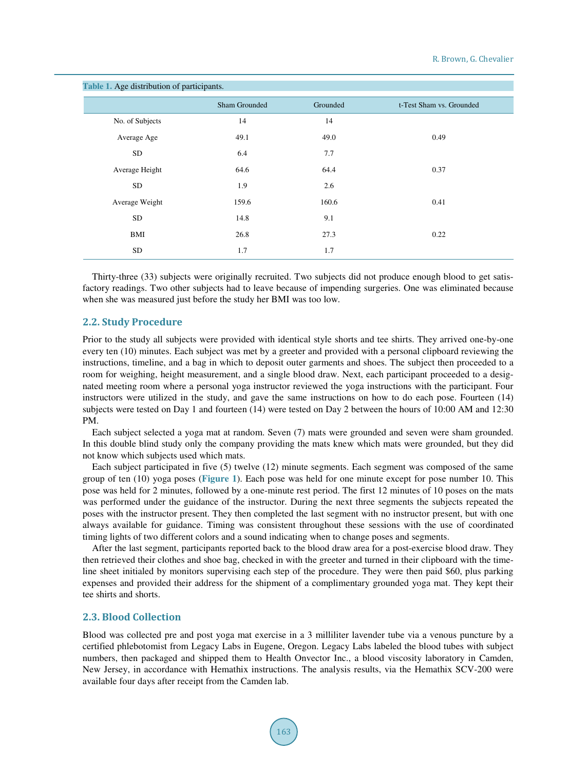**Table 1.** Age distribution of participants.

| | Sham Grounded | Grounded | t-Test Sham vs. Grounded |
|---|---|---|---|
| No. of Subjects | 14 | 14 | |
| Average Age | 49.1 | 49.0 | 0.49 |
| SD | 6.4 | 7.7 | |
| Average Height | 64.6 | 64.4 | 0.37 |
| SD | 1.9 | 2.6 | |
| Average Weight | 159.6 | 160.6 | 0.41 |
| SD | 14.8 | 9.1 | |
| BMI | 26.8 | 27.3 | 0.22 |
| SD | 1.7 | 1.7 | |

Thirty-three (33) subjects were originally recruited. Two subjects did not produce enough blood to get satisfactory readings. Two other subjects had to leave because of impending surgeries. One was eliminated because when she was measured just before the study her BMI was too low.

## 2.2. Study Procedure

Prior to the study all subjects were provided with identical style shorts and tee shirts. They arrived one-by-one every ten (10) minutes. Each subject was met by a greeter and provided with a personal clipboard reviewing the instructions, timeline, and a bag in which to deposit outer garments and shoes. The subject then proceeded to a room for weighing, height measurement, and a single blood draw. Next, each participant proceeded to a designated meeting room where a personal yoga instructor reviewed the yoga instructions with the participant. Four instructors were utilized in the study, and gave the same instructions on how to do each pose. Fourteen (14) subjects were tested on Day 1 and fourteen (14) were tested on Day 2 between the hours of 10:00 AM and 12:30 PM.

Each subject selected a yoga mat at random. Seven (7) mats were grounded and seven were sham grounded. In this double blind study only the company providing the mats knew which mats were grounded, but they did not know which subjects used which mats.

Each subject participated in five (5) twelve (12) minute segments. Each segment was composed of the same group of ten (10) yoga poses (**Figure 1**). Each pose was held for one minute except for pose number 10. This pose was held for 2 minutes, followed by a one-minute rest period. The first 12 minutes of 10 poses on the mats was performed under the guidance of the instructor. During the next three segments the subjects repeated the poses with the instructor present. They then completed the last segment with no instructor present, but with one always available for guidance. Timing was consistent throughout these sessions with the use of coordinated timing lights of two different colors and a sound indicating when to change poses and segments.

After the last segment, participants reported back to the blood draw area for a post-exercise blood draw. They then retrieved their clothes and shoe bag, checked in with the greeter and turned in their clipboard with the timeline sheet initialed by monitors supervising each step of the procedure. They were then paid $60, plus parking expenses and provided their address for the shipment of a complimentary grounded yoga mat. They kept their tee shirts and shorts.

## 2.3. Blood Collection

Blood was collected pre and post yoga mat exercise in a 3 milliliter lavender tube via a venous puncture by a certified phlebotomist from Legacy Labs in Eugene, Oregon. Legacy Labs labeled the blood tubes with subject numbers, then packaged and shipped them to Health Onvector Inc., a blood viscosity laboratory in Camden, New Jersey, in accordance with Hemathix instructions. The analysis results, via the Hemathix SCV-200 were available four days after receipt from the Camden lab.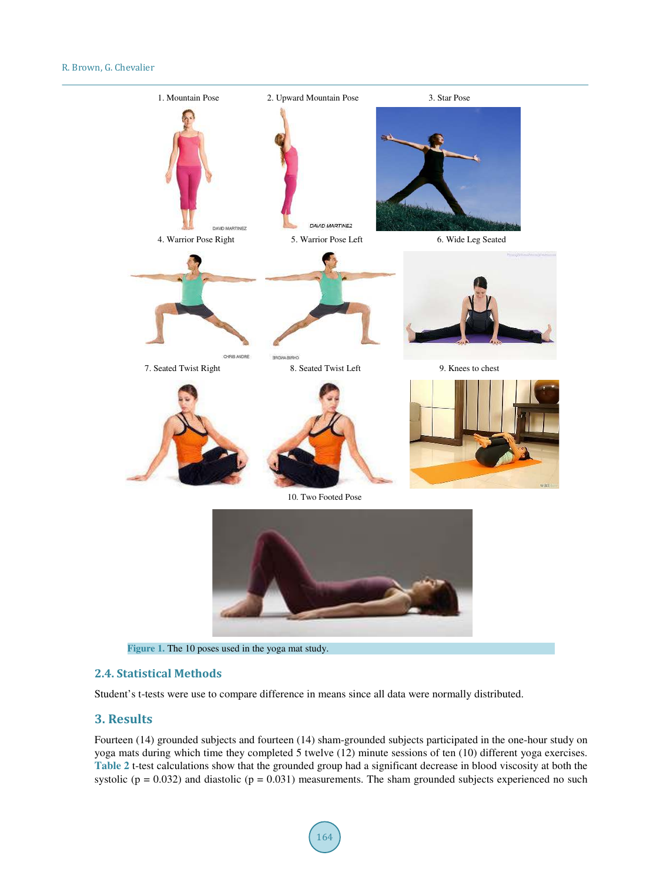1. Mountain Pose 2. Upward Mountain Pose 3. Star Pose

4. Warrior Pose Right 5. Warrior Pose Left 6. Wide Leg Seated

7. Seated Twist Right 8. Seated Twist Left 9. Knees to chest

10. Two Footed Pose

Figure 1. The 10 poses used in the yoga mat study.

### 2.4. Statistical Methods

Student's t-tests were use to compare difference in means since all data were normally distributed.

## 3. Results

Fourteen (14) grounded subjects and fourteen (14) sham-grounded subjects participated in the one-hour study on yoga mats during which time they completed 5 twelve (12) minute sessions of ten (10) different yoga exercises. Table 2 t-test calculations show that the grounded group had a significant decrease in blood viscosity at both the systolic ($p = 0.032$) and diastolic ($p = 0.031$) measurements. The sham grounded subjects experienced no such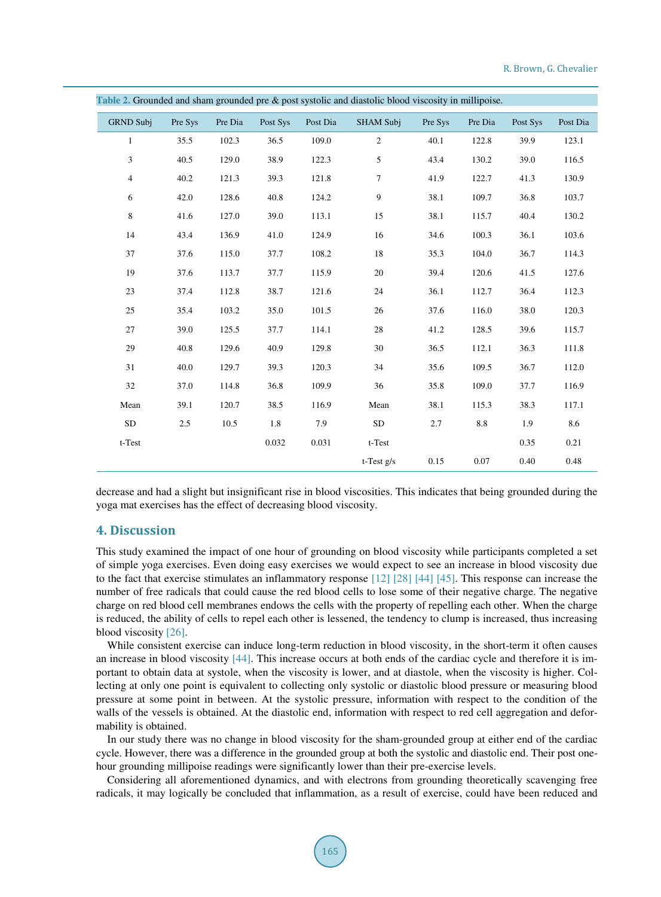Table 2. Grounded and sham grounded pre & post systolic and diastolic blood viscosity in millipoise.

| GRND Subj | Pre Sys | Pre Dia | Post Sys | Post Dia | SHAM Subj | Pre Sys | Pre Dia | Post Sys | Post Dia |
|---|---|---|---|---|---|---|---|---|---|
| 1 | 35.5 | 102.3 | 36.5 | 109.0 | 2 | 40.1 | 122.8 | 39.9 | 123.1 |
| 3 | 40.5 | 129.0 | 38.9 | 122.3 | 5 | 43.4 | 130.2 | 39.0 | 116.5 |
| 4 | 40.2 | 121.3 | 39.3 | 121.8 | 7 | 41.9 | 122.7 | 41.3 | 130.9 |
| 6 | 42.0 | 128.6 | 40.8 | 124.2 | 9 | 38.1 | 109.7 | 36.8 | 103.7 |
| 8 | 41.6 | 127.0 | 39.0 | 113.1 | 15 | 38.1 | 115.7 | 40.4 | 130.2 |
| 14 | 43.4 | 136.9 | 41.0 | 124.9 | 16 | 34.6 | 100.3 | 36.1 | 103.6 |
| 37 | 37.6 | 115.0 | 37.7 | 108.2 | 18 | 35.3 | 104.0 | 36.7 | 114.3 |
| 19 | 37.6 | 113.7 | 37.7 | 115.9 | 20 | 39.4 | 120.6 | 41.5 | 127.6 |
| 23 | 37.4 | 112.8 | 38.7 | 121.6 | 24 | 36.1 | 112.7 | 36.4 | 112.3 |
| 25 | 35.4 | 103.2 | 35.0 | 101.5 | 26 | 37.6 | 116.0 | 38.0 | 120.3 |
| 27 | 39.0 | 125.5 | 37.7 | 114.1 | 28 | 41.2 | 128.5 | 39.6 | 115.7 |
| 29 | 40.8 | 129.6 | 40.9 | 129.8 | 30 | 36.5 | 112.1 | 36.3 | 111.8 |
| 31 | 40.0 | 129.7 | 39.3 | 120.3 | 34 | 35.6 | 109.5 | 36.7 | 112.0 |
| 32 | 37.0 | 114.8 | 36.8 | 109.9 | 36 | 35.8 | 109.0 | 37.7 | 116.9 |
| Mean | 39.1 | 120.7 | 38.5 | 116.9 | Mean | 38.1 | 115.3 | 38.3 | 117.1 |
| SD | 2.5 | 10.5 | 1.8 | 7.9 | SD | 2.7 | 8.8 | 1.9 | 8.6 |
| t-Test | | | 0.032 | 0.031 | t-Test | | | 0.35 | 0.21 |
| | | | | | t-Test g/s | 0.15 | 0.07 | 0.40 | 0.48 |

decrease and had a slight but insignificant rise in blood viscosities. This indicates that being grounded during the yoga mat exercises has the effect of decreasing blood viscosity.

## 4. Discussion

This study examined the impact of one hour of grounding on blood viscosity while participants completed a set of simple yoga exercises. Even doing easy exercises we would expect to see an increase in blood viscosity due to the fact that exercise stimulates an inflammatory response [12] [28] [44] [45]. This response can increase the number of free radicals that could cause the red blood cells to lose some of their negative charge. The negative charge on red blood cell membranes endows the cells with the property of repelling each other. When the charge is reduced, the ability of cells to repel each other is lessened, the tendency to clump is increased, thus increasing blood viscosity [26].

While consistent exercise can induce long-term reduction in blood viscosity, in the short-term it often causes an increase in blood viscosity [44]. This increase occurs at both ends of the cardiac cycle and therefore it is important to obtain data at systole, when the viscosity is lower, and at diastole, when the viscosity is higher. Collecting at only one point is equivalent to collecting only systolic or diastolic blood pressure or measuring blood pressure at some point in between. At the systolic pressure, information with respect to the condition of the walls of the vessels is obtained. At the diastolic end, information with respect to red cell aggregation and deformability is obtained.

In our study there was no change in blood viscosity for the sham-grounded group at either end of the cardiac cycle. However, there was a difference in the grounded group at both the systolic and diastolic end. Their post one-hour grounding millipoise readings were significantly lower than their pre-exercise levels.

Considering all aforementioned dynamics, and with electrons from grounding theoretically scavenging free radicals, it may logically be concluded that inflammation, as a result of exercise, could have been reduced and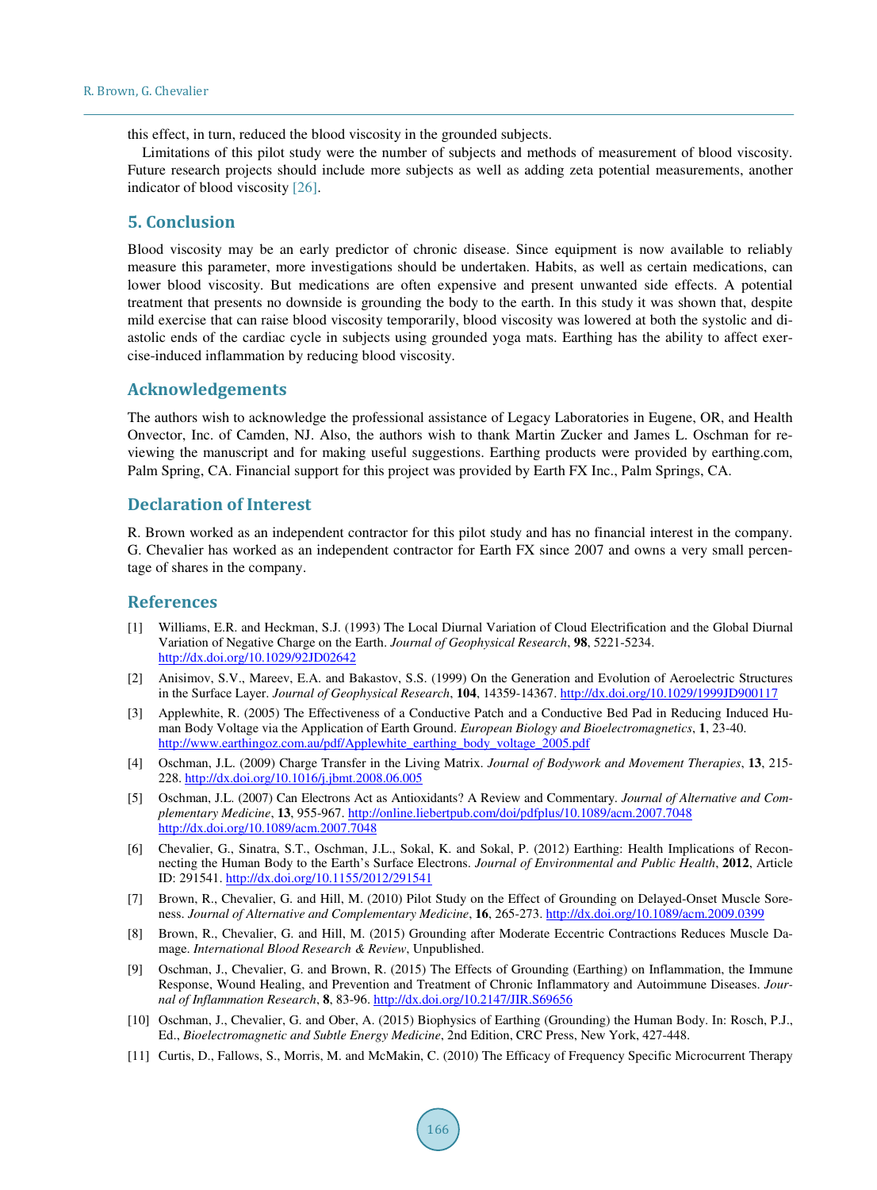this effect, in turn, reduced the blood viscosity in the grounded subjects.

Limitations of this pilot study were the number of subjects and methods of measurement of blood viscosity. Future research projects should include more subjects as well as adding zeta potential measurements, another indicator of blood viscosity [26].

## 5. Conclusion

Blood viscosity may be an early predictor of chronic disease. Since equipment is now available to reliably measure this parameter, more investigations should be undertaken. Habits, as well as certain medications, can lower blood viscosity. But medications are often expensive and present unwanted side effects. A potential treatment that presents no downside is grounding the body to the earth. In this study it was shown that, despite mild exercise that can raise blood viscosity temporarily, blood viscosity was lowered at both the systolic and diastolic ends of the cardiac cycle in subjects using grounded yoga mats. Earthing has the ability to affect exercise-induced inflammation by reducing blood viscosity.

## Acknowledgements

The authors wish to acknowledge the professional assistance of Legacy Laboratories in Eugene, OR, and Health Onvector, Inc. of Camden, NJ. Also, the authors wish to thank Martin Zucker and James L. Oschman for reviewing the manuscript and for making useful suggestions. Earthing products were provided by earthing.com, Palm Spring, CA. Financial support for this project was provided by Earth FX Inc., Palm Springs, CA.

## Declaration of Interest

R. Brown worked as an independent contractor for this pilot study and has no financial interest in the company. G. Chevalier has worked as an independent contractor for Earth FX since 2007 and owns a very small percentage of shares in the company.

## References

[1] Williams, E.R. and Heckman, S.J. (1993) The Local Diurnal Variation of Cloud Electrification and the Global Diurnal Variation of Negative Charge on the Earth. *Journal of Geophysical Research*, **98**, 5221-5234. http://dx.doi.org/10.1029/92JD02642

[2] Anisimov, S.V., Mareev, E.A. and Bakastov, S.S. (1999) On the Generation and Evolution of Aeroelectric Structures in the Surface Layer. *Journal of Geophysical Research*, **104**, 14359-14367. http://dx.doi.org/10.1029/1999JD900117

[3] Applewhite, R. (2005) The Effectiveness of a Conductive Patch and a Conductive Bed Pad in Reducing Induced Human Body Voltage via the Application of Earth Ground. *European Biology and Bioelectromagnetics*, **1**, 23-40. http://www.earthingoz.com.au/pdf/Applewhite_earthing_body_voltage_2005.pdf

[4] Oschman, J.L. (2009) Charge Transfer in the Living Matrix. *Journal of Bodywork and Movement Therapies*, **13**, 215-228. http://dx.doi.org/10.1016/j.jbmt.2008.06.005

[5] Oschman, J.L. (2007) Can Electrons Act as Antioxidants? A Review and Commentary. *Journal of Alternative and Complementary Medicine*, **13**, 955-967. http://online.liebertpub.com/doi/pdfplus/10.1089/acm.2007.7048 http://dx.doi.org/10.1089/acm.2007.7048

[6] Chevalier, G., Sinatra, S.T., Oschman, J.L., Sokal, K. and Sokal, P. (2012) Earthing: Health Implications of Reconnecting the Human Body to the Earth's Surface Electrons. *Journal of Environmental and Public Health*, **2012**, Article ID: 291541. http://dx.doi.org/10.1155/2012/291541

[7] Brown, R., Chevalier, G. and Hill, M. (2010) Pilot Study on the Effect of Grounding on Delayed-Onset Muscle Soreness. *Journal of Alternative and Complementary Medicine*, **16**, 265-273. http://dx.doi.org/10.1089/acm.2009.0399

[8] Brown, R., Chevalier, G. and Hill, M. (2015) Grounding after Moderate Eccentric Contractions Reduces Muscle Damage. *International Blood Research & Review*, Unpublished.

[9] Oschman, J., Chevalier, G. and Brown, R. (2015) The Effects of Grounding (Earthing) on Inflammation, the Immune Response, Wound Healing, and Prevention and Treatment of Chronic Inflammatory and Autoimmune Diseases. *Journal of Inflammation Research*, **8**, 83-96. http://dx.doi.org/10.2147/JIR.S69656

[10] Oschman, J., Chevalier, G. and Ober, A. (2015) Biophysics of Earthing (Grounding) the Human Body. In: Rosch, P.J., Ed., *Bioelectromagnetic and Subtle Energy Medicine*, 2nd Edition, CRC Press, New York, 427-448.

[11] Curtis, D., Fallows, S., Morris, M. and McMakin, C. (2010) The Efficacy of Frequency Specific Microcurrent Therapy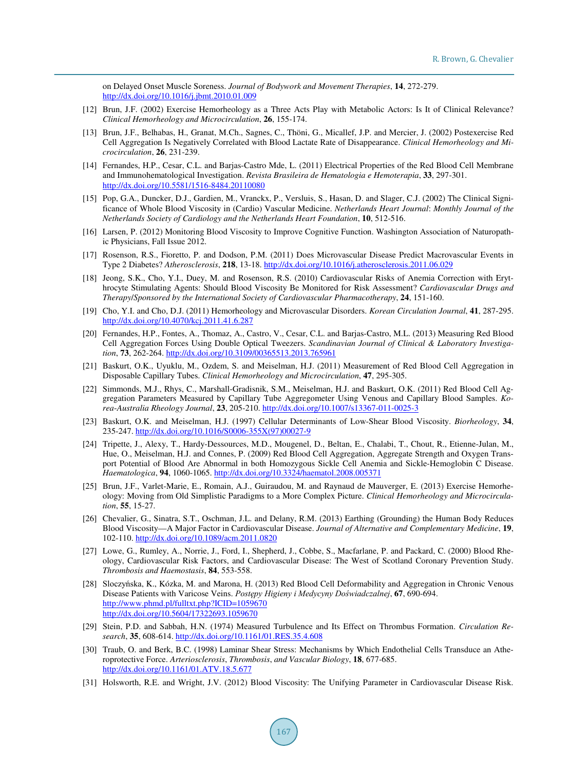on Delayed Onset Muscle Soreness. *Journal of Bodywork and Movement Therapies*, **14**, 272-279. http://dx.doi.org/10.1016/j.jbmt.2010.01.009

[12] Brun, J.F. (2002) Exercise Hemorheology as a Three Acts Play with Metabolic Actors: Is It of Clinical Relevance? *Clinical Hemorheology and Microcirculation*, **26**, 155-174.

[13] Brun, J.F., Belhabas, H., Granat, M.Ch., Sagnes, C., Thöni, G., Micallef, J.P. and Mercier, J. (2002) Postexercise Red Cell Aggregation Is Negatively Correlated with Blood Lactate Rate of Disappearance. *Clinical Hemorheology and Microcirculation*, **26**, 231-239.

[14] Fernandes, H.P., Cesar, C.L. and Barjas-Castro Mde, L. (2011) Electrical Properties of the Red Blood Cell Membrane and Immunohematological Investigation. *Revista Brasileira de Hematologia e Hemoterapia*, **33**, 297-301. http://dx.doi.org/10.5581/1516-8484.20110080

[15] Pop, G.A., Duncker, D.J., Gardien, M., Vranckx, P., Versluis, S., Hasan, D. and Slager, C.J. (2002) The Clinical Significance of Whole Blood Viscosity in (Cardio) Vascular Medicine. *Netherlands Heart Journal*: *Monthly Journal of the Netherlands Society of Cardiology and the Netherlands Heart Foundation*, **10**, 512-516.

[16] Larsen, P. (2012) Monitoring Blood Viscosity to Improve Cognitive Function. Washington Association of Naturopathic Physicians, Fall Issue 2012.

[17] Rosenson, R.S., Fioretto, P. and Dodson, P.M. (2011) Does Microvascular Disease Predict Macrovascular Events in Type 2 Diabetes? *Atherosclerosis*, **218**, 13-18. http://dx.doi.org/10.1016/j.atherosclerosis.2011.06.029

[18] Jeong, S.K., Cho, Y.I., Duey, M. and Rosenson, R.S. (2010) Cardiovascular Risks of Anemia Correction with Erythrocyte Stimulating Agents: Should Blood Viscosity Be Monitored for Risk Assessment? *Cardiovascular Drugs and Therapy*/*Sponsored by the International Society of Cardiovascular Pharmacotherapy*, **24**, 151-160.

[19] Cho, Y.I. and Cho, D.J. (2011) Hemorheology and Microvascular Disorders. *Korean Circulation Journal*, **41**, 287-295. http://dx.doi.org/10.4070/kcj.2011.41.6.287

[20] Fernandes, H.P., Fontes, A., Thomaz, A., Castro, V., Cesar, C.L. and Barjas-Castro, M.L. (2013) Measuring Red Blood Cell Aggregation Forces Using Double Optical Tweezers. *Scandinavian Journal of Clinical & Laboratory Investigation*, **73**, 262-264. http://dx.doi.org/10.3109/00365513.2013.765961

[21] Baskurt, O.K., Uyuklu, M., Ozdem, S. and Meiselman, H.J. (2011) Measurement of Red Blood Cell Aggregation in Disposable Capillary Tubes. *Clinical Hemorheology and Microcirculation*, **47**, 295-305.

[22] Simmonds, M.J., Rhys, C., Marshall-Gradisnik, S.M., Meiselman, H.J. and Baskurt, O.K. (2011) Red Blood Cell Aggregation Parameters Measured by Capillary Tube Aggregometer Using Venous and Capillary Blood Samples. *Korea-Australia Rheology Journal*, **23**, 205-210. http://dx.doi.org/10.1007/s13367-011-0025-3

[23] Baskurt, O.K. and Meiselman, H.J. (1997) Cellular Determinants of Low-Shear Blood Viscosity. *Biorheology*, **34**, 235-247. http://dx.doi.org/10.1016/S0006-355X(97)00027-9

[24] Tripette, J., Alexy, T., Hardy-Dessources, M.D., Mougenel, D., Beltan, E., Chalabi, T., Chout, R., Etienne-Julan, M., Hue, O., Meiselman, H.J. and Connes, P. (2009) Red Blood Cell Aggregation, Aggregate Strength and Oxygen Transport Potential of Blood Are Abnormal in both Homozygous Sickle Cell Anemia and Sickle-Hemoglobin C Disease. *Haematologica*, **94**, 1060-1065. http://dx.doi.org/10.3324/haematol.2008.005371

[25] Brun, J.F., Varlet-Marie, E., Romain, A.J., Guiraudou, M. and Raynaud de Mauverger, E. (2013) Exercise Hemorheology: Moving from Old Simplistic Paradigms to a More Complex Picture. *Clinical Hemorheology and Microcirculation*, **55**, 15-27.

[26] Chevalier, G., Sinatra, S.T., Oschman, J.L. and Delany, R.M. (2013) Earthing (Grounding) the Human Body Reduces Blood Viscosity—A Major Factor in Cardiovascular Disease. *Journal of Alternative and Complementary Medicine*, **19**, 102-110. http://dx.doi.org/10.1089/acm.2011.0820

[27] Lowe, G., Rumley, A., Norrie, J., Ford, I., Shepherd, J., Cobbe, S., Macfarlane, P. and Packard, C. (2000) Blood Rheology, Cardiovascular Risk Factors, and Cardiovascular Disease: The West of Scotland Coronary Prevention Study. *Thrombosis and Haemostasis*, **84**, 553-558.

[28] Sloczyńska, K., Kózka, M. and Marona, H. (2013) Red Blood Cell Deformability and Aggregation in Chronic Venous Disease Patients with Varicose Veins. *Postępy Higieny i Medycyny Doświadczalnej*, **67**, 690-694. http://www.phmd.pl/fulltxt.php?ICID=1059670 http://dx.doi.org/10.5604/17322693.1059670

[29] Stein, P.D. and Sabbah, H.N. (1974) Measured Turbulence and Its Effect on Thrombus Formation. *Circulation Research*, **35**, 608-614. http://dx.doi.org/10.1161/01.RES.35.4.608

[30] Traub, O. and Berk, B.C. (1998) Laminar Shear Stress: Mechanisms by Which Endothelial Cells Transduce an Atheroprotective Force. *Arteriosclerosis*, *Thrombosis*, *and Vascular Biology*, **18**, 677-685. http://dx.doi.org/10.1161/01.ATV.18.5.677

[31] Holsworth, R.E. and Wright, J.V. (2012) Blood Viscosity: The Unifying Parameter in Cardiovascular Disease Risk.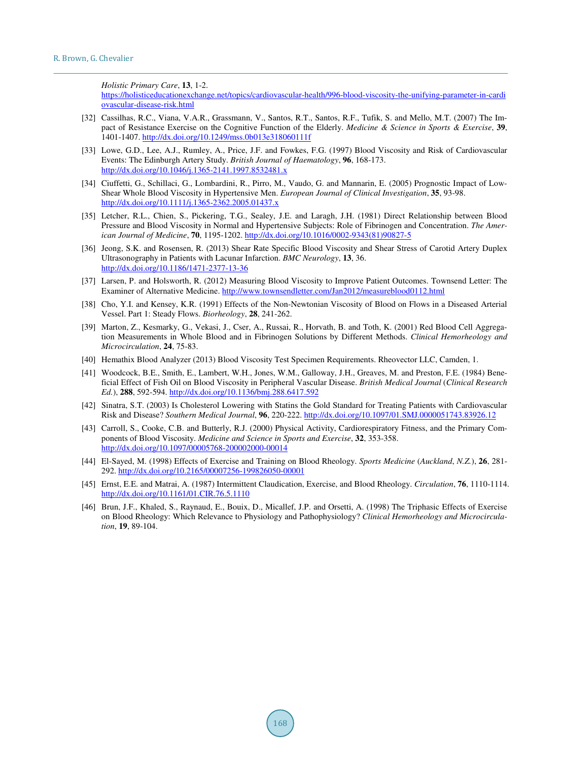*Holistic Primary Care*, **13**, 1-2.
https://holisticeducationexchange.net/topics/cardiovascular-health/996-blood-viscosity-the-unifying-parameter-in-cardiovascular-disease-risk.html

[32] Cassilhas, R.C., Viana, V.A.R., Grassmann, V., Santos, R.T., Santos, R.F., Tufik, S. and Mello, M.T. (2007) The Impact of Resistance Exercise on the Cognitive Function of the Elderly. *Medicine & Science in Sports & Exercise*, **39**, 1401-1407. http://dx.doi.org/10.1249/mss.0b013e318060111f

[33] Lowe, G.D., Lee, A.J., Rumley, A., Price, J.F. and Fowkes, F.G. (1997) Blood Viscosity and Risk of Cardiovascular Events: The Edinburgh Artery Study. *British Journal of Haematology*, **96**, 168-173. http://dx.doi.org/10.1046/j.1365-2141.1997.8532481.x

[34] Ciuffetti, G., Schillaci, G., Lombardini, R., Pirro, M., Vaudo, G. and Mannarin, E. (2005) Prognostic Impact of Low-Shear Whole Blood Viscosity in Hypertensive Men. *European Journal of Clinical Investigation*, **35**, 93-98. http://dx.doi.org/10.1111/j.1365-2362.2005.01437.x

[35] Letcher, R.L., Chien, S., Pickering, T.G., Sealey, J.E. and Laragh, J.H. (1981) Direct Relationship between Blood Pressure and Blood Viscosity in Normal and Hypertensive Subjects: Role of Fibrinogen and Concentration. *The American Journal of Medicine*, **70**, 1195-1202. http://dx.doi.org/10.1016/0002-9343(81)90827-5

[36] Jeong, S.K. and Rosensen, R. (2013) Shear Rate Specific Blood Viscosity and Shear Stress of Carotid Artery Duplex Ultrasonography in Patients with Lacunar Infarction. *BMC Neurology*, **13**, 36. http://dx.doi.org/10.1186/1471-2377-13-36

[37] Larsen, P. and Holsworth, R. (2012) Measuring Blood Viscosity to Improve Patient Outcomes. Townsend Letter: The Examiner of Alternative Medicine. http://www.townsendletter.com/Jan2012/measureblood0112.html

[38] Cho, Y.I. and Kensey, K.R. (1991) Effects of the Non-Newtonian Viscosity of Blood on Flows in a Diseased Arterial Vessel. Part 1: Steady Flows. *Biorheology*, **28**, 241-262.

[39] Marton, Z., Kesmarky, G., Vekasi, J., Cser, A., Russai, R., Horvath, B. and Toth, K. (2001) Red Blood Cell Aggregation Measurements in Whole Blood and in Fibrinogen Solutions by Different Methods. *Clinical Hemorheology and Microcirculation*, **24**, 75-83.

[40] Hemathix Blood Analyzer (2013) Blood Viscosity Test Specimen Requirements. Rheovector LLC, Camden, 1.

[41] Woodcock, B.E., Smith, E., Lambert, W.H., Jones, W.M., Galloway, J.H., Greaves, M. and Preston, F.E. (1984) Beneficial Effect of Fish Oil on Blood Viscosity in Peripheral Vascular Disease. *British Medical Journal* (*Clinical Research Ed.*), **288**, 592-594. http://dx.doi.org/10.1136/bmj.288.6417.592

[42] Sinatra, S.T. (2003) Is Cholesterol Lowering with Statins the Gold Standard for Treating Patients with Cardiovascular Risk and Disease? *Southern Medical Journal*, **96**, 220-222. http://dx.doi.org/10.1097/01.SMJ.0000051743.83926.12

[43] Carroll, S., Cooke, C.B. and Butterly, R.J. (2000) Physical Activity, Cardiorespiratory Fitness, and the Primary Components of Blood Viscosity. *Medicine and Science in Sports and Exercise*, **32**, 353-358. http://dx.doi.org/10.1097/00005768-200002000-00014

[44] El-Sayed, M. (1998) Effects of Exercise and Training on Blood Rheology. *Sports Medicine* (*Auckland*, *N.Z.*), **26**, 281-292. http://dx.doi.org/10.2165/00007256-199826050-00001

[45] Ernst, E.E. and Matrai, A. (1987) Intermittent Claudication, Exercise, and Blood Rheology. *Circulation*, **76**, 1110-1114. http://dx.doi.org/10.1161/01.CIR.76.5.1110

[46] Brun, J.F., Khaled, S., Raynaud, E., Bouix, D., Micallef, J.P. and Orsetti, A. (1998) The Triphasic Effects of Exercise on Blood Rheology: Which Relevance to Physiology and Pathophysiology? *Clinical Hemorheology and Microcirculation*, **19**, 89-104.